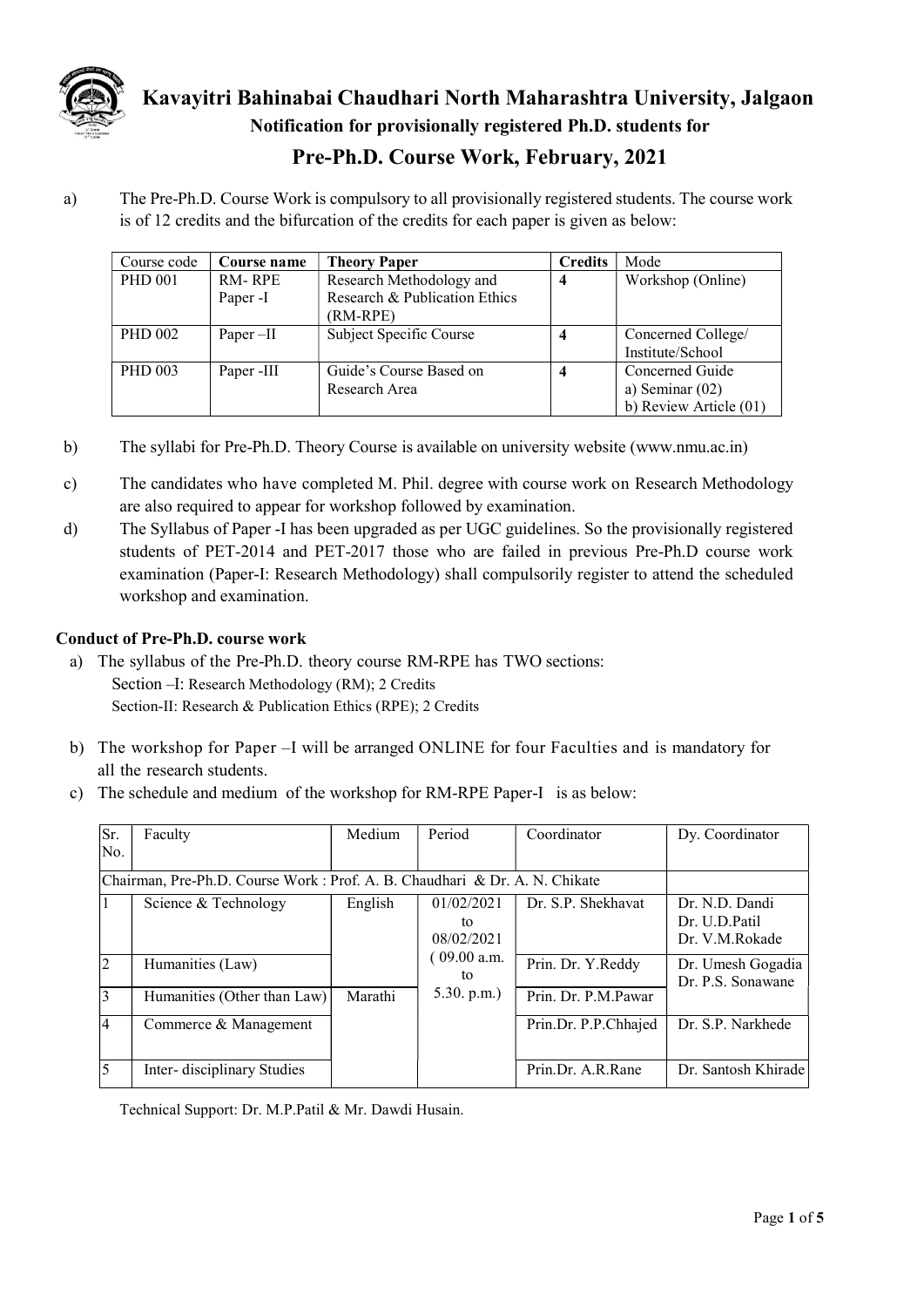# Kavayitri Bahinabai Chaudhari North Maharashtra University, Jalgaon

**Notification for provisionally registered Ph.D. students for**

## Pre-Ph.D. Course Work, February, 2021

a) The Pre-Ph.D. Course Work is compulsory to all provisionally registered students. The course work is of 12 credits and the bifurcation of the credits for each paper is given as below:

| Course code | **Course name** | **Theory Paper** | **Credits** | Mode |
|---|---|---|---|---|
| PHD 001 | RM- RPE Paper -I | Research Methodology and Research & Publication Ethics (RM-RPE) | **4** | Workshop (Online) |
| PHD 002 | Paper –II | Subject Specific Course | **4** | Concerned College/ Institute/School |
| PHD 003 | Paper -III | Guide's Course Based on Research Area | **4** | Concerned Guide<br>a) Seminar (02)<br>b) Review Article (01) |

b) The syllabi for Pre-Ph.D. Theory Course is available on university website (www.nmu.ac.in)

c) The candidates who have completed M. Phil. degree with course work on Research Methodology are also required to appear for workshop followed by examination.

d) The Syllabus of Paper -I has been upgraded as per UGC guidelines. So the provisionally registered students of PET-2014 and PET-2017 those who are failed in previous Pre-Ph.D course work examination (Paper-I: Research Methodology) shall compulsorily register to attend the scheduled workshop and examination.

**Conduct of Pre-Ph.D. course work**

a) The syllabus of the Pre-Ph.D. theory course RM-RPE has TWO sections:
   Section –I: Research Methodology (RM); 2 Credits
   Section-II: Research & Publication Ethics (RPE); 2 Credits

b) The workshop for Paper –I will be arranged ONLINE for four Faculties and is mandatory for all the research students.

c) The schedule and medium of the workshop for RM-RPE Paper-I is as below:

| Sr. No. | Faculty | Medium | Period | Coordinator | Dy. Coordinator |
|---|---|---|---|---|---|
| Chairman, Pre-Ph.D. Course Work : Prof. A. B. Chaudhari & Dr. A. N. Chikate | | | | | |
| 1 | Science & Technology | English | 01/02/2021 to 08/02/2021 ( 09.00 a.m. to 5.30. p.m.) | Dr. S.P. Shekhavat | Dr. N.D. Dandi<br>Dr. U.D.Patil<br>Dr. V.M.Rokade |
| 2 | Humanities (Law) | | | Prin. Dr. Y.Reddy | Dr. Umesh Gogadia<br>Dr. P.S. Sonawane |
| 3 | Humanities (Other than Law) | Marathi | | Prin. Dr. P.M.Pawar | |
| 4 | Commerce & Management | | | Prin.Dr. P.P.Chhajed | Dr. S.P. Narkhede |
| 5 | Inter- disciplinary Studies | | | Prin.Dr. A.R.Rane | Dr. Santosh Khirade |

Technical Support: Dr. M.P.Patil & Mr. Dawdi Husain.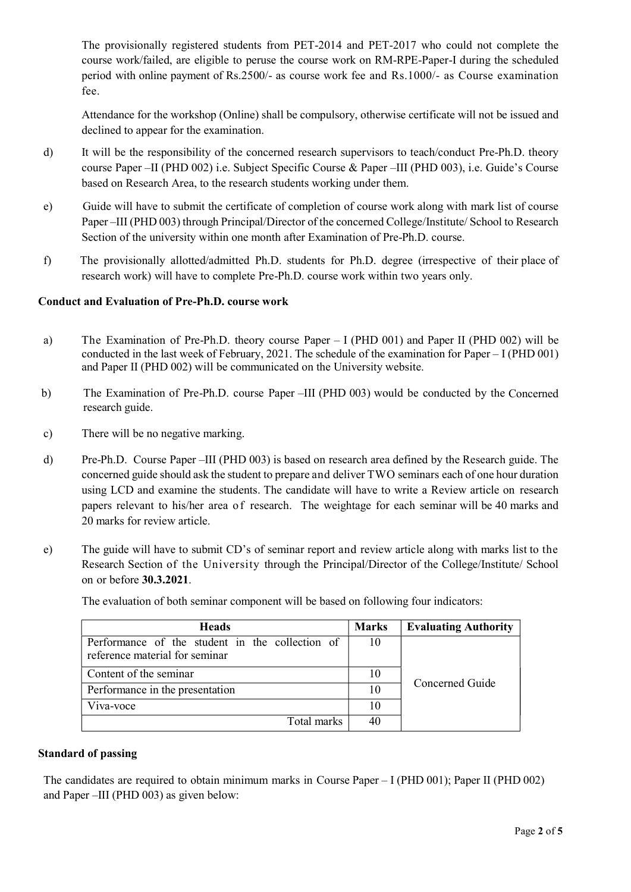The provisionally registered students from PET-2014 and PET-2017 who could not complete the course work/failed, are eligible to peruse the course work on RM-RPE-Paper-I during the scheduled period with online payment of Rs.2500/- as course work fee and Rs.1000/- as Course examination fee.

Attendance for the workshop (Online) shall be compulsory, otherwise certificate will not be issued and declined to appear for the examination.

d) It will be the responsibility of the concerned research supervisors to teach/conduct Pre-Ph.D. theory course Paper –II (PHD 002) i.e. Subject Specific Course & Paper –III (PHD 003), i.e. Guide's Course based on Research Area, to the research students working under them.

e) Guide will have to submit the certificate of completion of course work along with mark list of course Paper –III (PHD 003) through Principal/Director of the concerned College/Institute/ School to Research Section of the university within one month after Examination of Pre-Ph.D. course.

f) The provisionally allotted/admitted Ph.D. students for Ph.D. degree (irrespective of their place of research work) will have to complete Pre-Ph.D. course work within two years only.

**Conduct and Evaluation of Pre-Ph.D. course work**

a) The Examination of Pre-Ph.D. theory course Paper – I (PHD 001) and Paper II (PHD 002) will be conducted in the last week of February, 2021. The schedule of the examination for Paper – I (PHD 001) and Paper II (PHD 002) will be communicated on the University website.

b) The Examination of Pre-Ph.D. course Paper –III (PHD 003) would be conducted by the Concerned research guide.

c) There will be no negative marking.

d) Pre-Ph.D. Course Paper –III (PHD 003) is based on research area defined by the Research guide. The concerned guide should ask the student to prepare and deliver TWO seminars each of one hour duration using LCD and examine the students. The candidate will have to write a Review article on research papers relevant to his/her area of research. The weightage for each seminar will be 40 marks and 20 marks for review article.

e) The guide will have to submit CD's of seminar report and review article along with marks list to the Research Section of the University through the Principal/Director of the College/Institute/ School on or before **30.3.2021**.

The evaluation of both seminar component will be based on following four indicators:

| Heads | Marks | Evaluating Authority |
|---|---|---|
| Performance of the student in the collection of reference material for seminar | 10 | Concerned Guide |
| Content of the seminar | 10 | |
| Performance in the presentation | 10 | |
| Viva-voce | 10 | |
| Total marks | 40 | |

**Standard of passing**

The candidates are required to obtain minimum marks in Course Paper – I (PHD 001); Paper II (PHD 002) and Paper –III (PHD 003) as given below: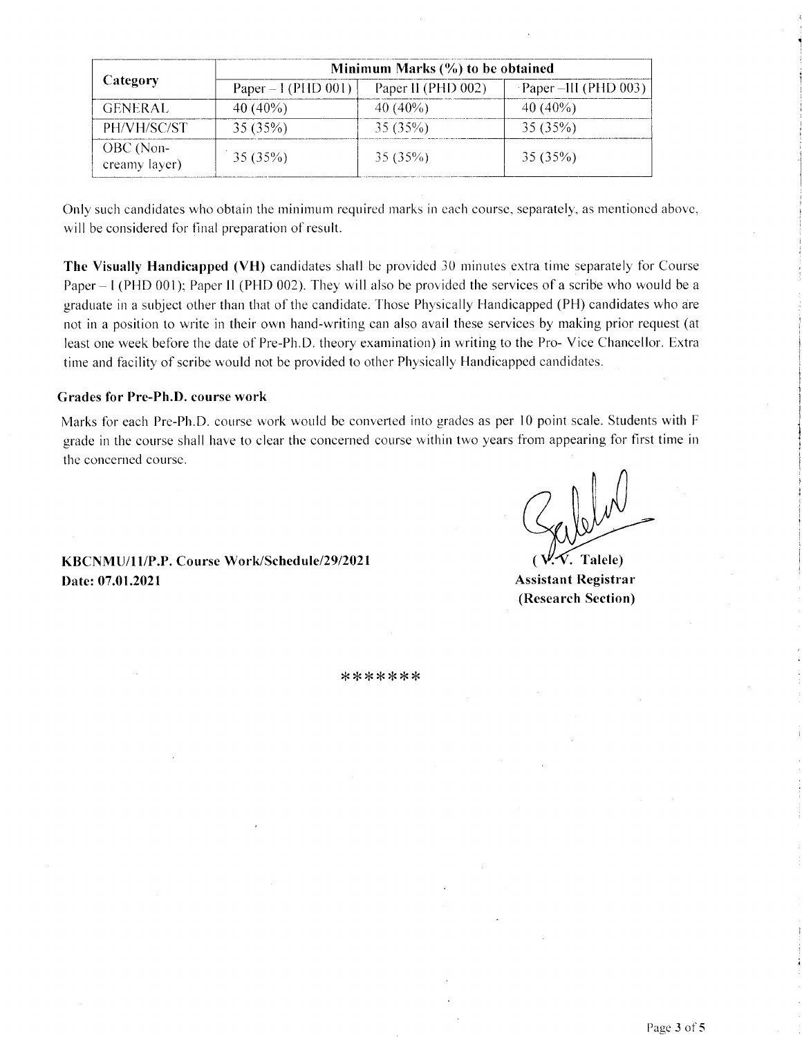| Category | Minimum Marks (%) to be obtained | | |
|---|---|---|---|
| | Paper – I (PHD 001) | Paper II (PHD 002) | Paper –III (PHD 003) |
| GENERAL | 40 (40%) | 40 (40%) | 40 (40%) |
| PH/VH/SC/ST | 35 (35%) | 35 (35%) | 35 (35%) |
| OBC (Non-creamy layer) | 35 (35%) | 35 (35%) | 35 (35%) |

Only such candidates who obtain the minimum required marks in each course, separately, as mentioned above, will be considered for final preparation of result.

**The Visually Handicapped (VH)** candidates shall be provided 30 minutes extra time separately for Course Paper – I (PHD 001); Paper II (PHD 002). They will also be provided the services of a scribe who would be a graduate in a subject other than that of the candidate. Those Physically Handicapped (PH) candidates who are not in a position to write in their own hand-writing can also avail these services by making prior request (at least one week before the date of Pre-Ph.D. theory examination) in writing to the Pro- Vice Chancellor. Extra time and facility of scribe would not be provided to other Physically Handicapped candidates.

**Grades for Pre-Ph.D. course work**

Marks for each Pre-Ph.D. course work would be converted into grades as per 10 point scale. Students with F grade in the course shall have to clear the concerned course within two years from appearing for first time in the concerned course.

**KBCNMU/11/P.P. Course Work/Schedule/29/2021**
**Date: 07.01.2021**

**(V. V. Talele)**
**Assistant Registrar**
**(Research Section)**

*******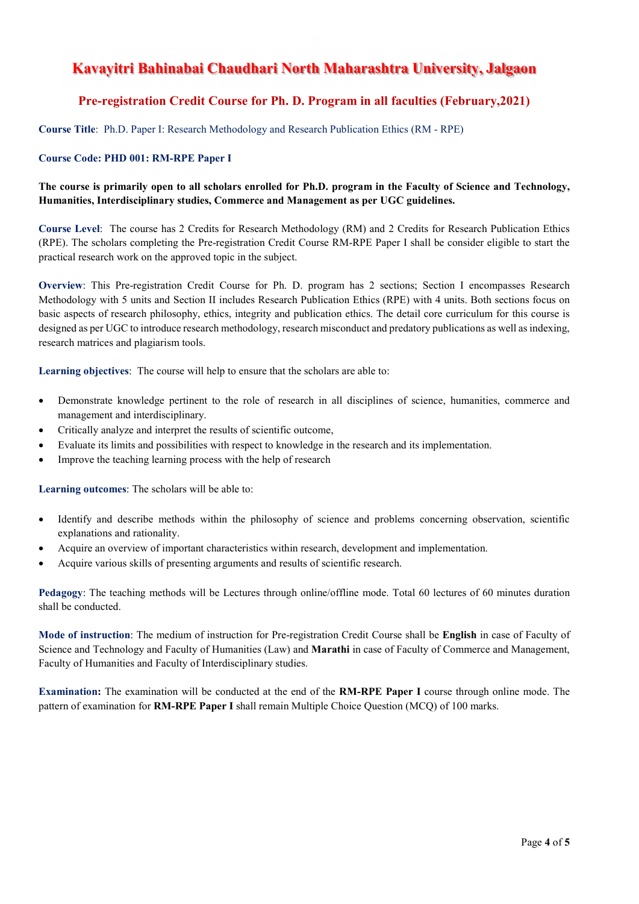# Kavayitri Bahinabai Chaudhari North Maharashtra University, Jalgaon

## Pre-registration Credit Course for Ph. D. Program in all faculties (February,2021)

**Course Title**: Ph.D. Paper I: Research Methodology and Research Publication Ethics (RM - RPE)

**Course Code: PHD 001: RM-RPE Paper I**

**The course is primarily open to all scholars enrolled for Ph.D. program in the Faculty of Science and Technology, Humanities, Interdisciplinary studies, Commerce and Management as per UGC guidelines.**

**Course Level**: The course has 2 Credits for Research Methodology (RM) and 2 Credits for Research Publication Ethics (RPE). The scholars completing the Pre-registration Credit Course RM-RPE Paper I shall be consider eligible to start the practical research work on the approved topic in the subject.

**Overview**: This Pre-registration Credit Course for Ph. D. program has 2 sections; Section I encompasses Research Methodology with 5 units and Section II includes Research Publication Ethics (RPE) with 4 units. Both sections focus on basic aspects of research philosophy, ethics, integrity and publication ethics. The detail core curriculum for this course is designed as per UGC to introduce research methodology, research misconduct and predatory publications as well as indexing, research matrices and plagiarism tools.

**Learning objectives**: The course will help to ensure that the scholars are able to:

- Demonstrate knowledge pertinent to the role of research in all disciplines of science, humanities, commerce and management and interdisciplinary.
- Critically analyze and interpret the results of scientific outcome,
- Evaluate its limits and possibilities with respect to knowledge in the research and its implementation.
- Improve the teaching learning process with the help of research

**Learning outcomes**: The scholars will be able to:

- Identify and describe methods within the philosophy of science and problems concerning observation, scientific explanations and rationality.
- Acquire an overview of important characteristics within research, development and implementation.
- Acquire various skills of presenting arguments and results of scientific research.

**Pedagogy**: The teaching methods will be Lectures through online/offline mode. Total 60 lectures of 60 minutes duration shall be conducted.

**Mode of instruction**: The medium of instruction for Pre-registration Credit Course shall be **English** in case of Faculty of Science and Technology and Faculty of Humanities (Law) and **Marathi** in case of Faculty of Commerce and Management, Faculty of Humanities and Faculty of Interdisciplinary studies.

**Examination:** The examination will be conducted at the end of the **RM-RPE Paper I** course through online mode. The pattern of examination for **RM-RPE Paper I** shall remain Multiple Choice Question (MCQ) of 100 marks.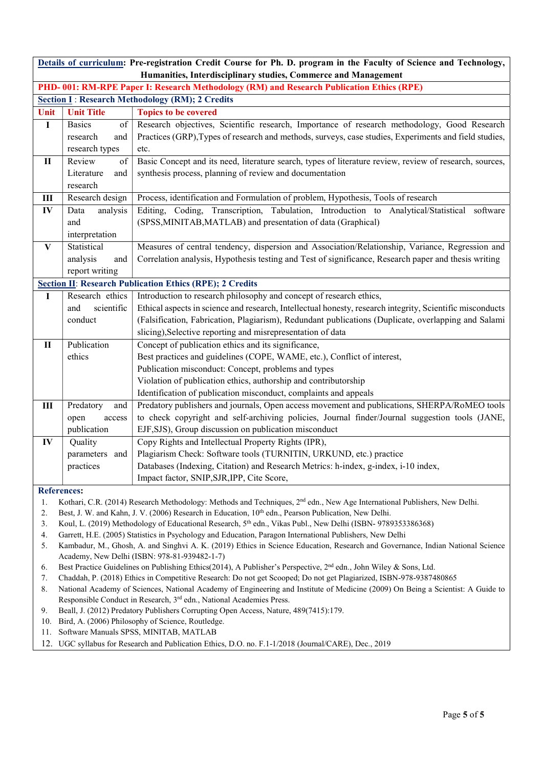**Details of curriculum: Pre-registration Credit Course for Ph. D. program in the Faculty of Science and Technology, Humanities, Interdisciplinary studies, Commerce and Management**

**PHD- 001: RM-RPE Paper I: Research Methodology (RM) and Research Publication Ethics (RPE)**

**Section I : Research Methodology (RM); 2 Credits**

| Unit | Unit Title | Topics to be covered |
|---|---|---|
| I | Basics of research and research types | Research objectives, Scientific research, Importance of research methodology, Good Research Practices (GRP),Types of research and methods, surveys, case studies, Experiments and field studies, etc. |
| II | Review of Literature and research | Basic Concept and its need, literature search, types of literature review, review of research, sources, synthesis process, planning of review and documentation |
| III | Research design | Process, identification and Formulation of problem, Hypothesis, Tools of research |
| IV | Data analysis and interpretation | Editing, Coding, Transcription, Tabulation, Introduction to Analytical/Statistical software (SPSS,MINITAB,MATLAB) and presentation of data (Graphical) |
| V | Statistical analysis and report writing | Measures of central tendency, dispersion and Association/Relationship, Variance, Regression and Correlation analysis, Hypothesis testing and Test of significance, Research paper and thesis writing |

**Section II: Research Publication Ethics (RPE); 2 Credits**

| Unit | Unit Title | Topics to be covered |
|---|---|---|
| I | Research ethics and scientific conduct | Introduction to research philosophy and concept of research ethics, Ethical aspects in science and research, Intellectual honesty, research integrity, Scientific misconducts (Falsification, Fabrication, Plagiarism), Redundant publications (Duplicate, overlapping and Salami slicing),Selective reporting and misrepresentation of data |
| II | Publication ethics | Concept of publication ethics and its significance, Best practices and guidelines (COPE, WAME, etc.), Conflict of interest, Publication misconduct: Concept, problems and types Violation of publication ethics, authorship and contributorship Identification of publication misconduct, complaints and appeals |
| III | Predatory and open access publication | Predatory publishers and journals, Open access movement and publications, SHERPA/RoMEO tools to check copyright and self-archiving policies, Journal finder/Journal suggestion tools (JANE, EJF,SJS), Group discussion on publication misconduct |
| IV | Quality parameters and practices | Copy Rights and Intellectual Property Rights (IPR), Plagiarism Check: Software tools (TURNITIN, URKUND, etc.) practice Databases (Indexing, Citation) and Research Metrics: h-index, g-index, i-10 index, Impact factor, SNIP,SJR,IPP, Cite Score, |

**References:**

1. Kothari, C.R. (2014) Research Methodology: Methods and Techniques, 2nd edn., New Age International Publishers, New Delhi.
2. Best, J. W. and Kahn, J. V. (2006) Research in Education, 10th edn., Pearson Publication, New Delhi.
3. Koul, L. (2019) Methodology of Educational Research, 5th edn., Vikas Publ., New Delhi (ISBN- 9789353386368)
4. Garrett, H.E. (2005) Statistics in Psychology and Education, Paragon International Publishers, New Delhi
5. Kambadur, M., Ghosh, A. and Singhvi A. K. (2019) Ethics in Science Education, Research and Governance, Indian National Science Academy, New Delhi (ISBN: 978-81-939482-1-7)
6. Best Practice Guidelines on Publishing Ethics(2014), A Publisher's Perspective, 2nd edn., John Wiley & Sons, Ltd.
7. Chaddah, P. (2018) Ethics in Competitive Research: Do not get Scooped; Do not get Plagiarized, ISBN-978-9387480865
8. National Academy of Sciences, National Academy of Engineering and Institute of Medicine (2009) On Being a Scientist: A Guide to Responsible Conduct in Research, 3rd edn., National Academies Press.
9. Beall, J. (2012) Predatory Publishers Corrupting Open Access, Nature, 489(7415):179.
10. Bird, A. (2006) Philosophy of Science, Routledge.
11. Software Manuals SPSS, MINITAB, MATLAB
12. UGC syllabus for Research and Publication Ethics, D.O. no. F.1-1/2018 (Journal/CARE), Dec., 2019